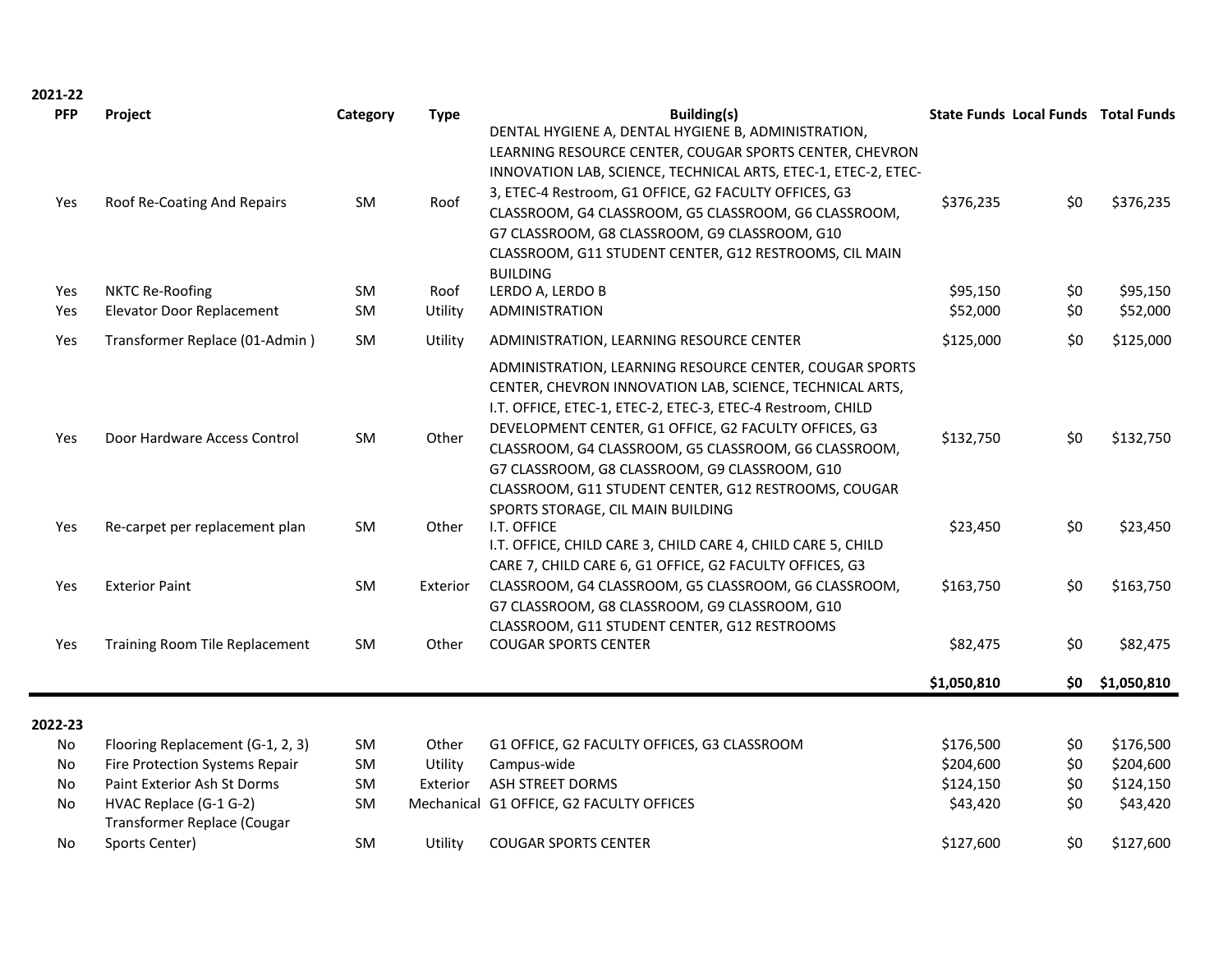| 2021-22 PFP | Project | Category | Type | Building(s) | State Funds | Local Funds | Total Funds |
|---|---|---|---|---|---|---|---|
| Yes | Roof Re-Coating And Repairs | SM | Roof | DENTAL HYGIENE A, DENTAL HYGIENE B, ADMINISTRATION, LEARNING RESOURCE CENTER, COUGAR SPORTS CENTER, CHEVRON INNOVATION LAB, SCIENCE, TECHNICAL ARTS, ETEC-1, ETEC-2, ETEC-3, ETEC-4 Restroom, G1 OFFICE, G2 FACULTY OFFICES, G3 CLASSROOM, G4 CLASSROOM, G5 CLASSROOM, G6 CLASSROOM, G7 CLASSROOM, G8 CLASSROOM, G9 CLASSROOM, G10 CLASSROOM, G11 STUDENT CENTER, G12 RESTROOMS, CIL MAIN BUILDING | $376,235 | $0 | $376,235 |
| Yes | NKTC Re-Roofing | SM | Roof | LERDO A, LERDO B | $95,150 | $0 | $95,150 |
| Yes | Elevator Door Replacement | SM | Utility | ADMINISTRATION | $52,000 | $0 | $52,000 |
| Yes | Transformer Replace (01-Admin ) | SM | Utility | ADMINISTRATION, LEARNING RESOURCE CENTER | $125,000 | $0 | $125,000 |
| Yes | Door Hardware Access Control | SM | Other | ADMINISTRATION, LEARNING RESOURCE CENTER, COUGAR SPORTS CENTER, CHEVRON INNOVATION LAB, SCIENCE, TECHNICAL ARTS, I.T. OFFICE, ETEC-1, ETEC-2, ETEC-3, ETEC-4 Restroom, CHILD DEVELOPMENT CENTER, G1 OFFICE, G2 FACULTY OFFICES, G3 CLASSROOM, G4 CLASSROOM, G5 CLASSROOM, G6 CLASSROOM, G7 CLASSROOM, G8 CLASSROOM, G9 CLASSROOM, G10 CLASSROOM, G11 STUDENT CENTER, G12 RESTROOMS, COUGAR SPORTS STORAGE, CIL MAIN BUILDING | $132,750 | $0 | $132,750 |
| Yes | Re-carpet per replacement plan | SM | Other | I.T. OFFICE | $23,450 | $0 | $23,450 |
| Yes | Exterior Paint | SM | Exterior | I.T. OFFICE, CHILD CARE 3, CHILD CARE 4, CHILD CARE 5, CHILD CARE 7, CHILD CARE 6, G1 OFFICE, G2 FACULTY OFFICES, G3 CLASSROOM, G4 CLASSROOM, G5 CLASSROOM, G6 CLASSROOM, G7 CLASSROOM, G8 CLASSROOM, G9 CLASSROOM, G10 CLASSROOM, G11 STUDENT CENTER, G12 RESTROOMS | $163,750 | $0 | $163,750 |
| Yes | Training Room Tile Replacement | SM | Other | COUGAR SPORTS CENTER | $82,475 | $0 | $82,475 |
| | | | | | **$1,050,810** | **$0** | **$1,050,810** |

| 2022-23 | | | | | | | |
|---|---|---|---|---|---|---|---|
| No | Flooring Replacement (G-1, 2, 3) | SM | Other | G1 OFFICE, G2 FACULTY OFFICES, G3 CLASSROOM | $176,500 | $0 | $176,500 |
| No | Fire Protection Systems Repair | SM | Utility | Campus-wide | $204,600 | $0 | $204,600 |
| No | Paint Exterior Ash St Dorms | SM | Exterior | ASH STREET DORMS | $124,150 | $0 | $124,150 |
| No | HVAC Replace (G-1 G-2) | SM | Mechanical | G1 OFFICE, G2 FACULTY OFFICES | $43,420 | $0 | $43,420 |
| No | Transformer Replace (Cougar Sports Center) | SM | Utility | COUGAR SPORTS CENTER | $127,600 | $0 | $127,600 |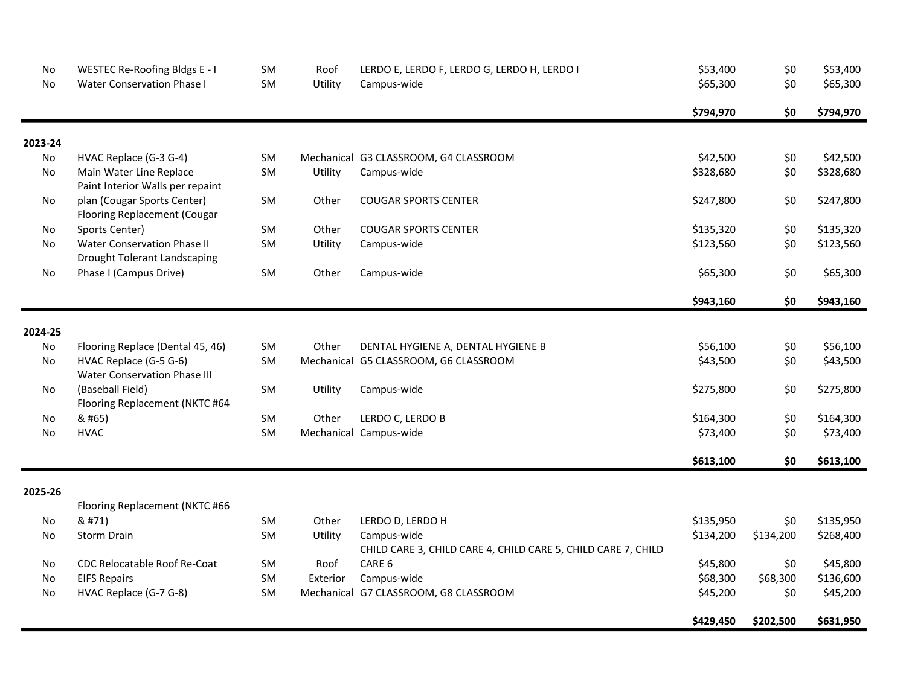| | | | | | | | |
|---|---|---|---|---|---|---|---|
| No | WESTEC Re-Roofing Bldgs E - I | SM | Roof | LERDO E, LERDO F, LERDO G, LERDO H, LERDO I | $53,400 | $0 | $53,400 |
| No | Water Conservation Phase I | SM | Utility | Campus-wide | $65,300 | $0 | $65,300 |
| | | | | | **$794,970** | **$0** | **$794,970** |
| **2023-24** | | | | | | | |
| No | HVAC Replace (G-3 G-4) | SM | Mechanical | G3 CLASSROOM, G4 CLASSROOM | $42,500 | $0 | $42,500 |
| No | Main Water Line Replace | SM | Utility | Campus-wide | $328,680 | $0 | $328,680 |
| No | Paint Interior Walls per repaint plan (Cougar Sports Center) | SM | Other | COUGAR SPORTS CENTER | $247,800 | $0 | $247,800 |
| No | Flooring Replacement (Cougar Sports Center) | SM | Other | COUGAR SPORTS CENTER | $135,320 | $0 | $135,320 |
| No | Water Conservation Phase II | SM | Utility | Campus-wide | $123,560 | $0 | $123,560 |
| No | Drought Tolerant Landscaping Phase I (Campus Drive) | SM | Other | Campus-wide | $65,300 | $0 | $65,300 |
| | | | | | **$943,160** | **$0** | **$943,160** |
| **2024-25** | | | | | | | |
| No | Flooring Replace (Dental 45, 46) | SM | Other | DENTAL HYGIENE A, DENTAL HYGIENE B | $56,100 | $0 | $56,100 |
| No | HVAC Replace (G-5 G-6) | SM | Mechanical | G5 CLASSROOM, G6 CLASSROOM | $43,500 | $0 | $43,500 |
| No | Water Conservation Phase III (Baseball Field) | SM | Utility | Campus-wide | $275,800 | $0 | $275,800 |
| No | Flooring Replacement (NKTC #64 & #65) | SM | Other | LERDO C, LERDO B | $164,300 | $0 | $164,300 |
| No | HVAC | SM | Mechanical | Campus-wide | $73,400 | $0 | $73,400 |
| | | | | | **$613,100** | **$0** | **$613,100** |
| **2025-26** | | | | | | | |
| No | Flooring Replacement (NKTC #66 & #71) | SM | Other | LERDO D, LERDO H | $135,950 | $0 | $135,950 |
| No | Storm Drain | SM | Utility | Campus-wide | $134,200 | $134,200 | $268,400 |
| No | CDC Relocatable Roof Re-Coat | SM | Roof | CHILD CARE 3, CHILD CARE 4, CHILD CARE 5, CHILD CARE 7, CHILD CARE 6 | $45,800 | $0 | $45,800 |
| No | EIFS Repairs | SM | Exterior | Campus-wide | $68,300 | $68,300 | $136,600 |
| No | HVAC Replace (G-7 G-8) | SM | Mechanical | G7 CLASSROOM, G8 CLASSROOM | $45,200 | $0 | $45,200 |
| | | | | | **$429,450** | **$202,500** | **$631,950** |